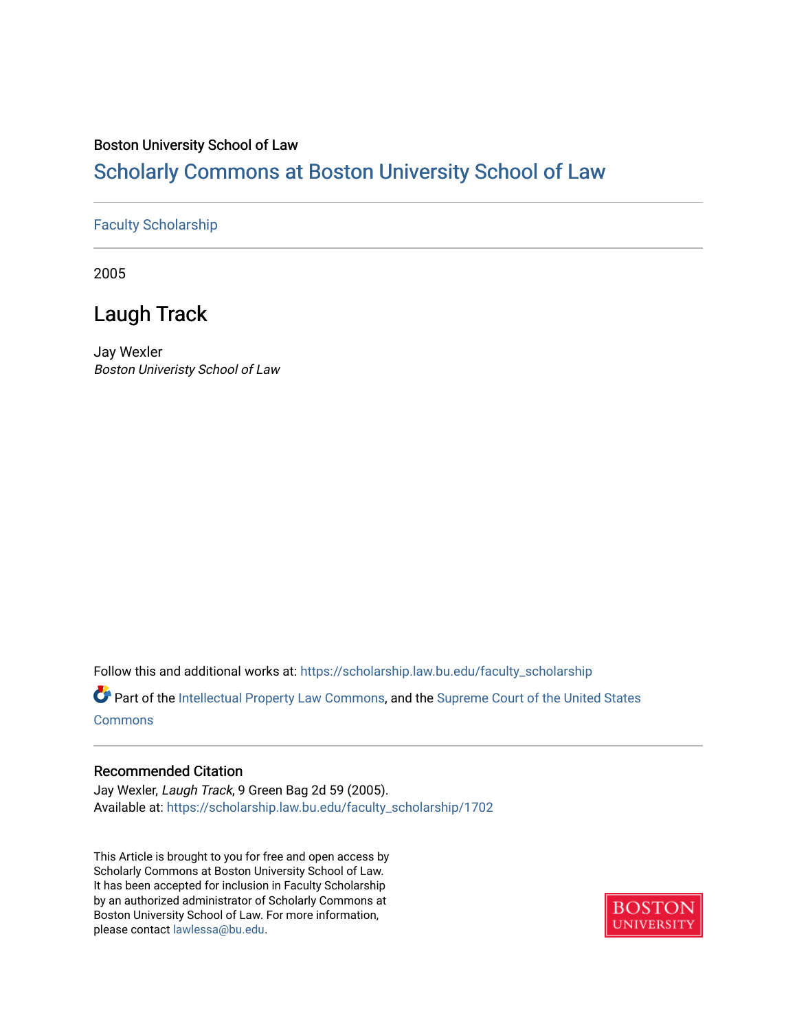Boston University School of Law

# Scholarly Commons at Boston University School of Law

Faculty Scholarship

2005

## Laugh Track

Jay Wexler
*Boston Univeristy School of Law*

Follow this and additional works at: https://scholarship.law.bu.edu/faculty_scholarship

Part of the Intellectual Property Law Commons, and the Supreme Court of the United States Commons

### Recommended Citation

Jay Wexler, *Laugh Track*, 9 Green Bag 2d 59 (2005).
Available at: https://scholarship.law.bu.edu/faculty_scholarship/1702

This Article is brought to you for free and open access by Scholarly Commons at Boston University School of Law. It has been accepted for inclusion in Faculty Scholarship by an authorized administrator of Scholarly Commons at Boston University School of Law. For more information, please contact lawlessa@bu.edu.

BOSTON UNIVERSITY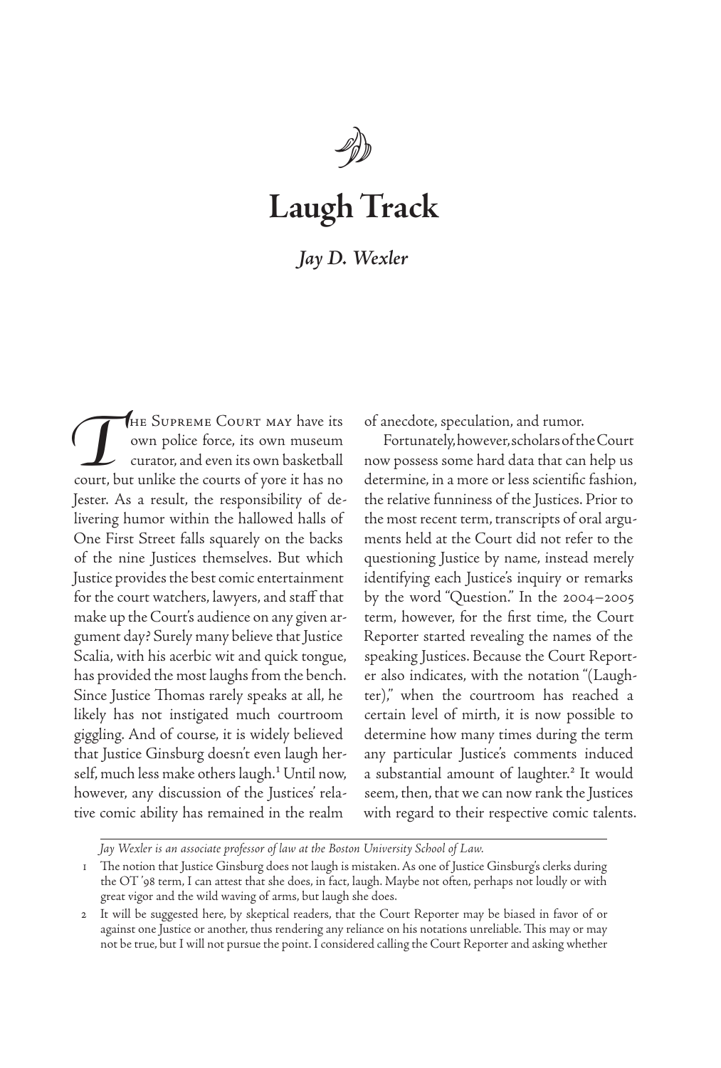# Laugh Track

*Jay D. Wexler*

The Supreme Court may have its own police force, its own museum curator, and even its own basketball court, but unlike the courts of yore it has no Jester. As a result, the responsibility of delivering humor within the hallowed halls of One First Street falls squarely on the backs of the nine Justices themselves. But which Justice provides the best comic entertainment for the court watchers, lawyers, and staff that make up the Court's audience on any given argument day? Surely many believe that Justice Scalia, with his acerbic wit and quick tongue, has provided the most laughs from the bench. Since Justice Thomas rarely speaks at all, he likely has not instigated much courtroom giggling. And of course, it is widely believed that Justice Ginsburg doesn't even laugh herself, much less make others laugh.[1] Until now, however, any discussion of the Justices' relative comic ability has remained in the realm of anecdote, speculation, and rumor.

Fortunately, however, scholars of the Court now possess some hard data that can help us determine, in a more or less scientific fashion, the relative funniness of the Justices. Prior to the most recent term, transcripts of oral arguments held at the Court did not refer to the questioning Justice by name, instead merely identifying each Justice's inquiry or remarks by the word "Question." In the 2004–2005 term, however, for the first time, the Court Reporter started revealing the names of the speaking Justices. Because the Court Reporter also indicates, with the notation "(Laughter)," when the courtroom has reached a certain level of mirth, it is now possible to determine how many times during the term any particular Justice's comments induced a substantial amount of laughter.[2] It would seem, then, that we can now rank the Justices with regard to their respective comic talents.

---

*Jay Wexler is an associate professor of law at the Boston University School of Law.*

1 The notion that Justice Ginsburg does not laugh is mistaken. As one of Justice Ginsburg's clerks during the OT '98 term, I can attest that she does, in fact, laugh. Maybe not often, perhaps not loudly or with great vigor and the wild waving of arms, but laugh she does.

2 It will be suggested here, by skeptical readers, that the Court Reporter may be biased in favor of or against one Justice or another, thus rendering any reliance on his notations unreliable. This may or may not be true, but I will not pursue the point. I considered calling the Court Reporter and asking whether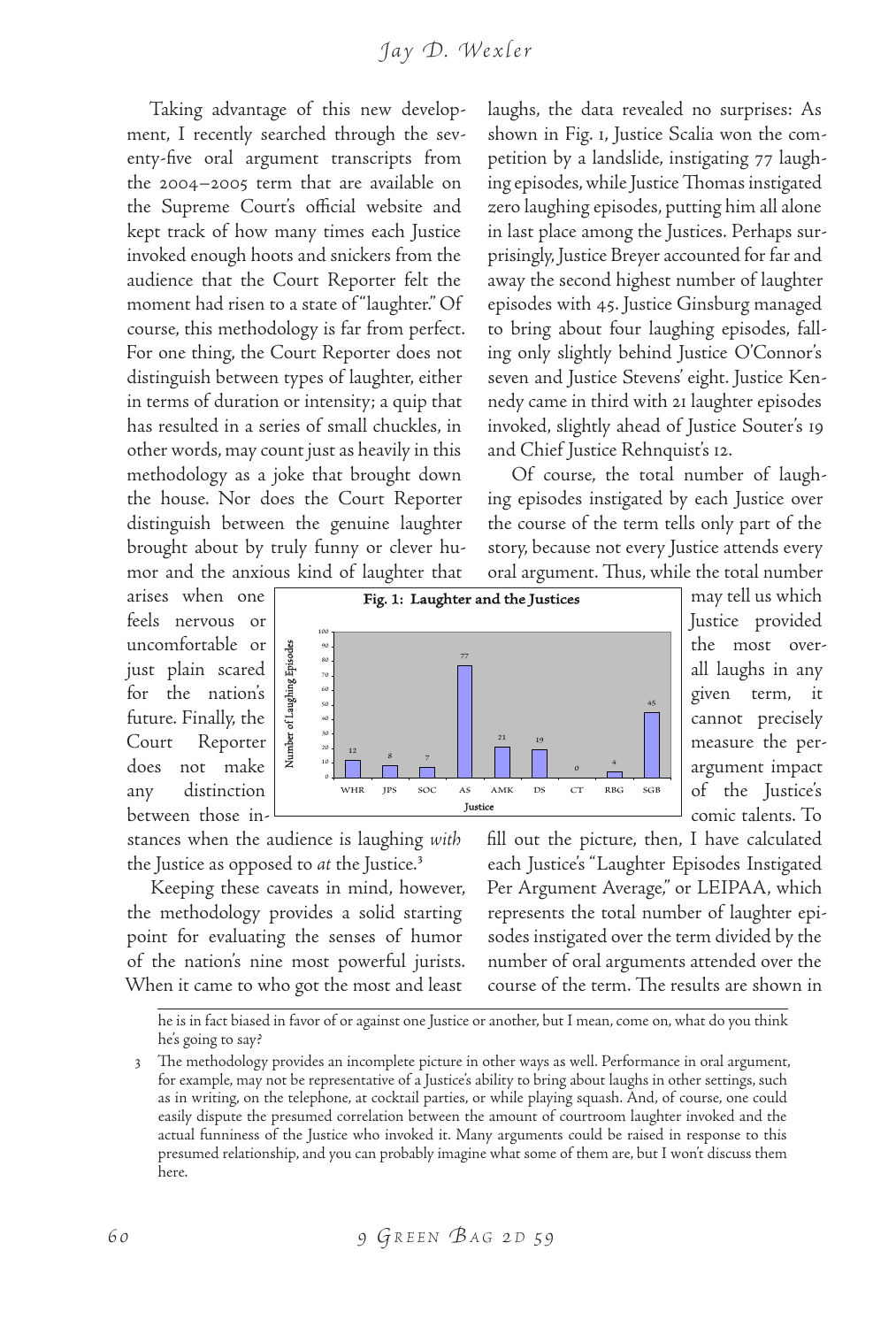Taking advantage of this new development, I recently searched through the seventy-five oral argument transcripts from the 2004–2005 term that are available on the Supreme Court's official website and kept track of how many times each Justice invoked enough hoots and snickers from the audience that the Court Reporter felt the moment had risen to a state of "laughter." Of course, this methodology is far from perfect. For one thing, the Court Reporter does not distinguish between types of laughter, either in terms of duration or intensity; a quip that has resulted in a series of small chuckles, in other words, may count just as heavily in this methodology as a joke that brought down the house. Nor does the Court Reporter distinguish between the genuine laughter brought about by truly funny or clever humor and the anxious kind of laughter that arises when one feels nervous or uncomfortable or just plain scared for the nation's future. Finally, the Court Reporter does not make any distinction between those instances when the audience is laughing *with* the Justice as opposed to *at* the Justice.[3]

Keeping these caveats in mind, however, the methodology provides a solid starting point for evaluating the senses of humor of the nation's nine most powerful jurists. When it came to who got the most and least laughs, the data revealed no surprises: As shown in Fig. 1, Justice Scalia won the competition by a landslide, instigating 77 laughing episodes, while Justice Thomas instigated zero laughing episodes, putting him all alone in last place among the Justices. Perhaps surprisingly, Justice Breyer accounted for far and away the second highest number of laughter episodes with 45. Justice Ginsburg managed to bring about four laughing episodes, falling only slightly behind Justice O'Connor's seven and Justice Stevens' eight. Justice Kennedy came in third with 21 laughter episodes invoked, slightly ahead of Justice Souter's 19 and Chief Justice Rehnquist's 12.

**Fig. 1: Laughter and the Justices**

| Justice | WHR | JPS | SOC | AS | AMK | DS | CT | RBG | SGB |
|---|---|---|---|---|---|---|---|---|---|
| Number of Laughing Episodes | 12 | 8 | 7 | 77 | 21 | 19 | 0 | 4 | 45 |

Of course, the total number of laughing episodes instigated by each Justice over the course of the term tells only part of the story, because not every Justice attends every oral argument. Thus, while the total number may tell us which Justice provided the most overall laughs in any given term, it cannot precisely measure the per-argument impact of the Justice's comic talents. To fill out the picture, then, I have calculated each Justice's "Laughter Episodes Instigated Per Argument Average," or LEIPAA, which represents the total number of laughter episodes instigated over the term divided by the number of oral arguments attended over the course of the term. The results are shown in

---

he is in fact biased in favor of or against one Justice or another, but I mean, come on, what do you think he's going to say?

3 The methodology provides an incomplete picture in other ways as well. Performance in oral argument, for example, may not be representative of a Justice's ability to bring about laughs in other settings, such as in writing, on the telephone, at cocktail parties, or while playing squash. And, of course, one could easily dispute the presumed correlation between the amount of courtroom laughter invoked and the actual funniness of the Justice who invoked it. Many arguments could be raised in response to this presumed relationship, and you can probably imagine what some of them are, but I won't discuss them here.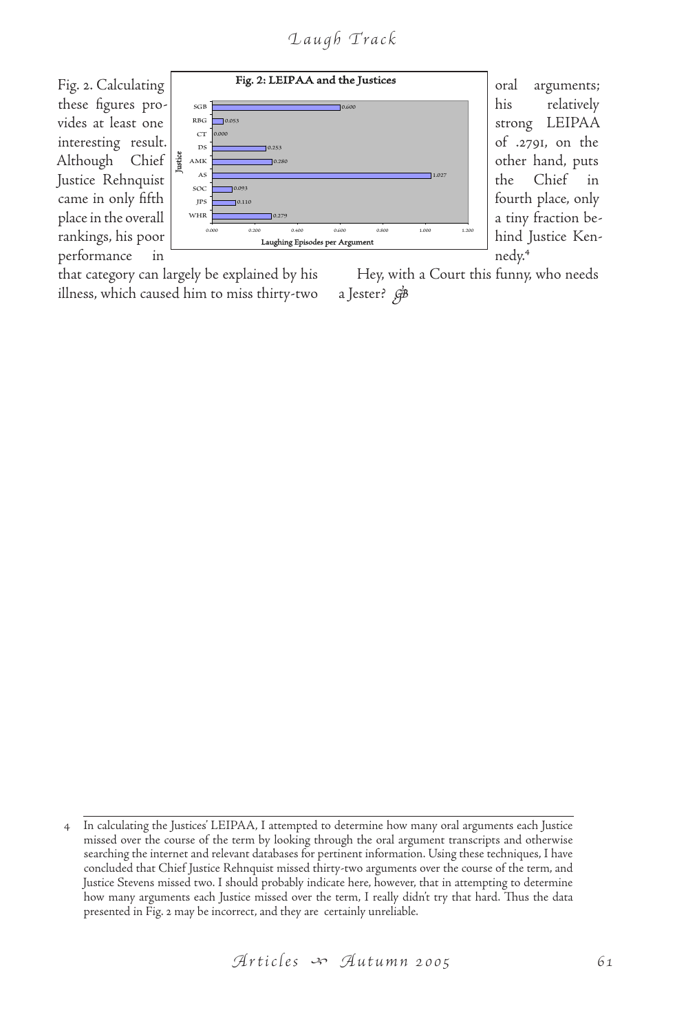Fig. 2. Calculating these figures provides at least one interesting result. Although Chief Justice Rehnquist came in only fifth place in the overall rankings, his poor performance in that category can largely be explained by his illness, which caused him to miss thirty-two oral arguments; his relatively strong LEIPAA of .2791, on the other hand, puts the Chief in fourth place, only a tiny fraction behind Justice Kennedy.[4]

Fig. 2: LEIPAA and the Justices

Justice

SGB 0.600
RBG 0.053
CT 0.000
DS 0.253
AMK 0.280
AS 1.027
SOC 0.093
JPS 0.110
WHR 0.279

0.000 0.200 0.400 0.600 0.800 1.000 1.200

Laughing Episodes per Argument

Hey, with a Court this funny, who needs a Jester? 

---

4 In calculating the Justices' LEIPAA, I attempted to determine how many oral arguments each Justice missed over the course of the term by looking through the oral argument transcripts and otherwise searching the internet and relevant databases for pertinent information. Using these techniques, I have concluded that Chief Justice Rehnquist missed thirty-two arguments over the course of the term, and Justice Stevens missed two. I should probably indicate here, however, that in attempting to determine how many arguments each Justice missed over the term, I really didn't try that hard. Thus the data presented in Fig. 2 may be incorrect, and they are certainly unreliable.